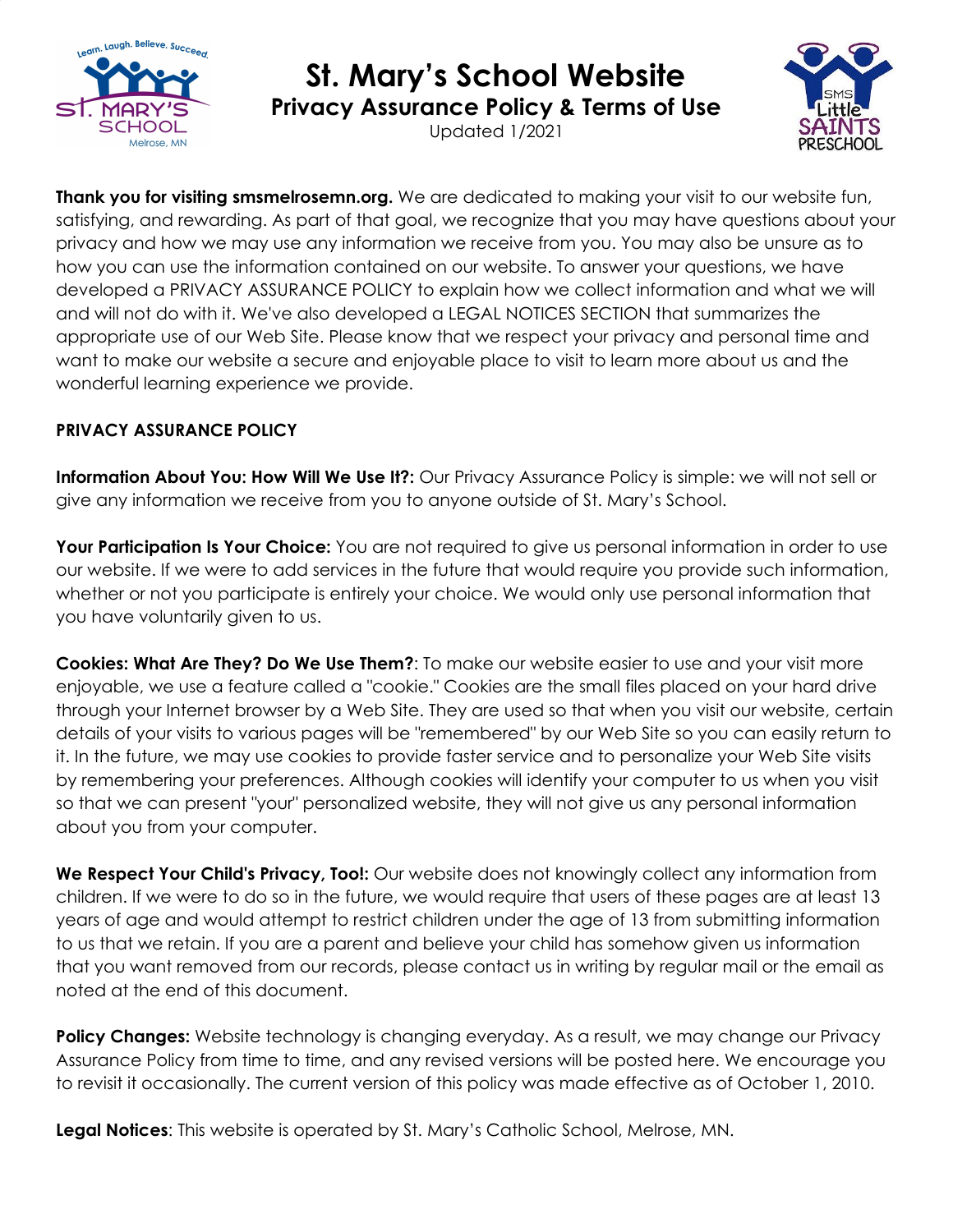# St. Mary's School Website

## Privacy Assurance Policy & Terms of Use

Updated 1/2021

**Thank you for visiting smsmelrosemn.org.** We are dedicated to making your visit to our website fun, satisfying, and rewarding. As part of that goal, we recognize that you may have questions about your privacy and how we may use any information we receive from you. You may also be unsure as to how you can use the information contained on our website. To answer your questions, we have developed a PRIVACY ASSURANCE POLICY to explain how we collect information and what we will and will not do with it. We've also developed a LEGAL NOTICES SECTION that summarizes the appropriate use of our Web Site. Please know that we respect your privacy and personal time and want to make our website a secure and enjoyable place to visit to learn more about us and the wonderful learning experience we provide.

**PRIVACY ASSURANCE POLICY**

**Information About You: How Will We Use It?:** Our Privacy Assurance Policy is simple: we will not sell or give any information we receive from you to anyone outside of St. Mary's School.

**Your Participation Is Your Choice:** You are not required to give us personal information in order to use our website. If we were to add services in the future that would require you provide such information, whether or not you participate is entirely your choice. We would only use personal information that you have voluntarily given to us.

**Cookies: What Are They? Do We Use Them?**: To make our website easier to use and your visit more enjoyable, we use a feature called a "cookie." Cookies are the small files placed on your hard drive through your Internet browser by a Web Site. They are used so that when you visit our website, certain details of your visits to various pages will be "remembered" by our Web Site so you can easily return to it. In the future, we may use cookies to provide faster service and to personalize your Web Site visits by remembering your preferences. Although cookies will identify your computer to us when you visit so that we can present "your" personalized website, they will not give us any personal information about you from your computer.

**We Respect Your Child's Privacy, Too!:** Our website does not knowingly collect any information from children. If we were to do so in the future, we would require that users of these pages are at least 13 years of age and would attempt to restrict children under the age of 13 from submitting information to us that we retain. If you are a parent and believe your child has somehow given us information that you want removed from our records, please contact us in writing by regular mail or the email as noted at the end of this document.

**Policy Changes:** Website technology is changing everyday. As a result, we may change our Privacy Assurance Policy from time to time, and any revised versions will be posted here. We encourage you to revisit it occasionally. The current version of this policy was made effective as of October 1, 2010.

**Legal Notices**: This website is operated by St. Mary's Catholic School, Melrose, MN.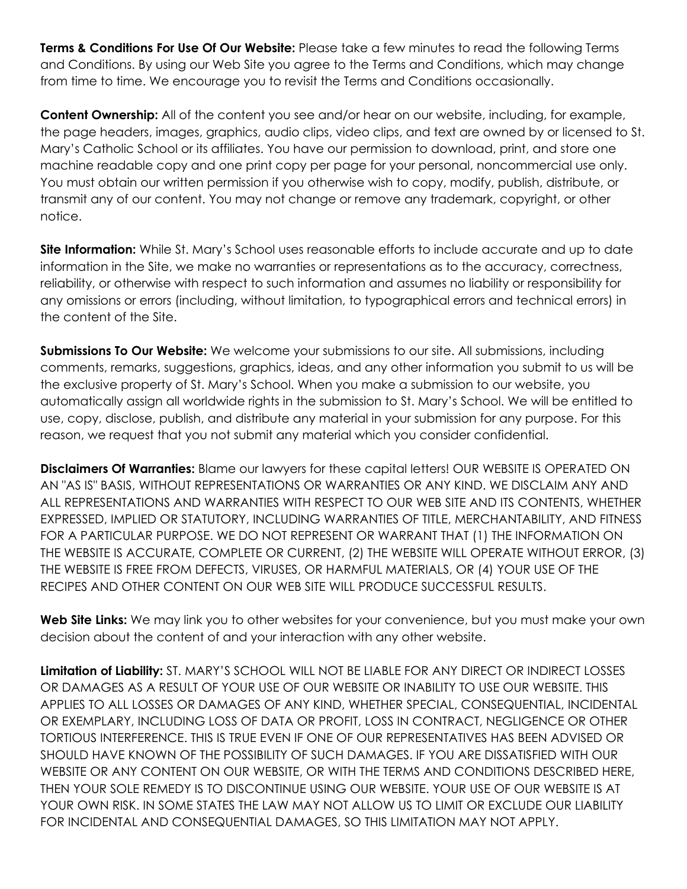**Terms & Conditions For Use Of Our Website:** Please take a few minutes to read the following Terms and Conditions. By using our Web Site you agree to the Terms and Conditions, which may change from time to time. We encourage you to revisit the Terms and Conditions occasionally.

**Content Ownership:** All of the content you see and/or hear on our website, including, for example, the page headers, images, graphics, audio clips, video clips, and text are owned by or licensed to St. Mary's Catholic School or its affiliates. You have our permission to download, print, and store one machine readable copy and one print copy per page for your personal, noncommercial use only. You must obtain our written permission if you otherwise wish to copy, modify, publish, distribute, or transmit any of our content. You may not change or remove any trademark, copyright, or other notice.

**Site Information:** While St. Mary's School uses reasonable efforts to include accurate and up to date information in the Site, we make no warranties or representations as to the accuracy, correctness, reliability, or otherwise with respect to such information and assumes no liability or responsibility for any omissions or errors (including, without limitation, to typographical errors and technical errors) in the content of the Site.

**Submissions To Our Website:** We welcome your submissions to our site. All submissions, including comments, remarks, suggestions, graphics, ideas, and any other information you submit to us will be the exclusive property of St. Mary's School. When you make a submission to our website, you automatically assign all worldwide rights in the submission to St. Mary's School. We will be entitled to use, copy, disclose, publish, and distribute any material in your submission for any purpose. For this reason, we request that you not submit any material which you consider confidential.

**Disclaimers Of Warranties:** Blame our lawyers for these capital letters! OUR WEBSITE IS OPERATED ON AN "AS IS" BASIS, WITHOUT REPRESENTATIONS OR WARRANTIES OR ANY KIND. WE DISCLAIM ANY AND ALL REPRESENTATIONS AND WARRANTIES WITH RESPECT TO OUR WEB SITE AND ITS CONTENTS, WHETHER EXPRESSED, IMPLIED OR STATUTORY, INCLUDING WARRANTIES OF TITLE, MERCHANTABILITY, AND FITNESS FOR A PARTICULAR PURPOSE. WE DO NOT REPRESENT OR WARRANT THAT (1) THE INFORMATION ON THE WEBSITE IS ACCURATE, COMPLETE OR CURRENT, (2) THE WEBSITE WILL OPERATE WITHOUT ERROR, (3) THE WEBSITE IS FREE FROM DEFECTS, VIRUSES, OR HARMFUL MATERIALS, OR (4) YOUR USE OF THE RECIPES AND OTHER CONTENT ON OUR WEB SITE WILL PRODUCE SUCCESSFUL RESULTS.

**Web Site Links:** We may link you to other websites for your convenience, but you must make your own decision about the content of and your interaction with any other website.

**Limitation of Liability:** ST. MARY'S SCHOOL WILL NOT BE LIABLE FOR ANY DIRECT OR INDIRECT LOSSES OR DAMAGES AS A RESULT OF YOUR USE OF OUR WEBSITE OR INABILITY TO USE OUR WEBSITE. THIS APPLIES TO ALL LOSSES OR DAMAGES OF ANY KIND, WHETHER SPECIAL, CONSEQUENTIAL, INCIDENTAL OR EXEMPLARY, INCLUDING LOSS OF DATA OR PROFIT, LOSS IN CONTRACT, NEGLIGENCE OR OTHER TORTIOUS INTERFERENCE. THIS IS TRUE EVEN IF ONE OF OUR REPRESENTATIVES HAS BEEN ADVISED OR SHOULD HAVE KNOWN OF THE POSSIBILITY OF SUCH DAMAGES. IF YOU ARE DISSATISFIED WITH OUR WEBSITE OR ANY CONTENT ON OUR WEBSITE, OR WITH THE TERMS AND CONDITIONS DESCRIBED HERE, THEN YOUR SOLE REMEDY IS TO DISCONTINUE USING OUR WEBSITE. YOUR USE OF OUR WEBSITE IS AT YOUR OWN RISK. IN SOME STATES THE LAW MAY NOT ALLOW US TO LIMIT OR EXCLUDE OUR LIABILITY FOR INCIDENTAL AND CONSEQUENTIAL DAMAGES, SO THIS LIMITATION MAY NOT APPLY.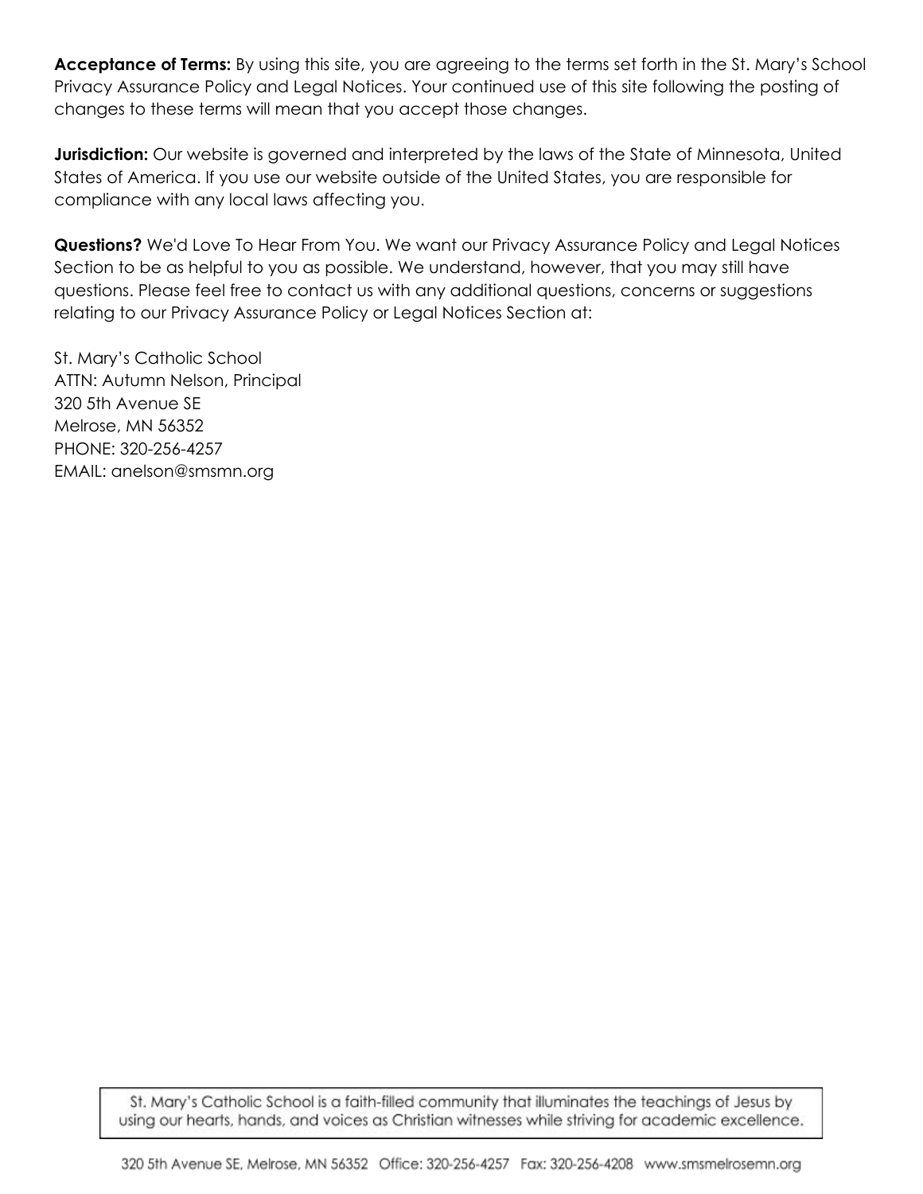**Acceptance of Terms:** By using this site, you are agreeing to the terms set forth in the St. Mary's School Privacy Assurance Policy and Legal Notices. Your continued use of this site following the posting of changes to these terms will mean that you accept those changes.

**Jurisdiction:** Our website is governed and interpreted by the laws of the State of Minnesota, United States of America. If you use our website outside of the United States, you are responsible for compliance with any local laws affecting you.

**Questions?** We'd Love To Hear From You. We want our Privacy Assurance Policy and Legal Notices Section to be as helpful to you as possible. We understand, however, that you may still have questions. Please feel free to contact us with any additional questions, concerns or suggestions relating to our Privacy Assurance Policy or Legal Notices Section at:

St. Mary's Catholic School
ATTN: Autumn Nelson, Principal
320 5th Avenue SE
Melrose, MN 56352
PHONE: 320-256-4257
EMAIL: anelson@smsmn.org